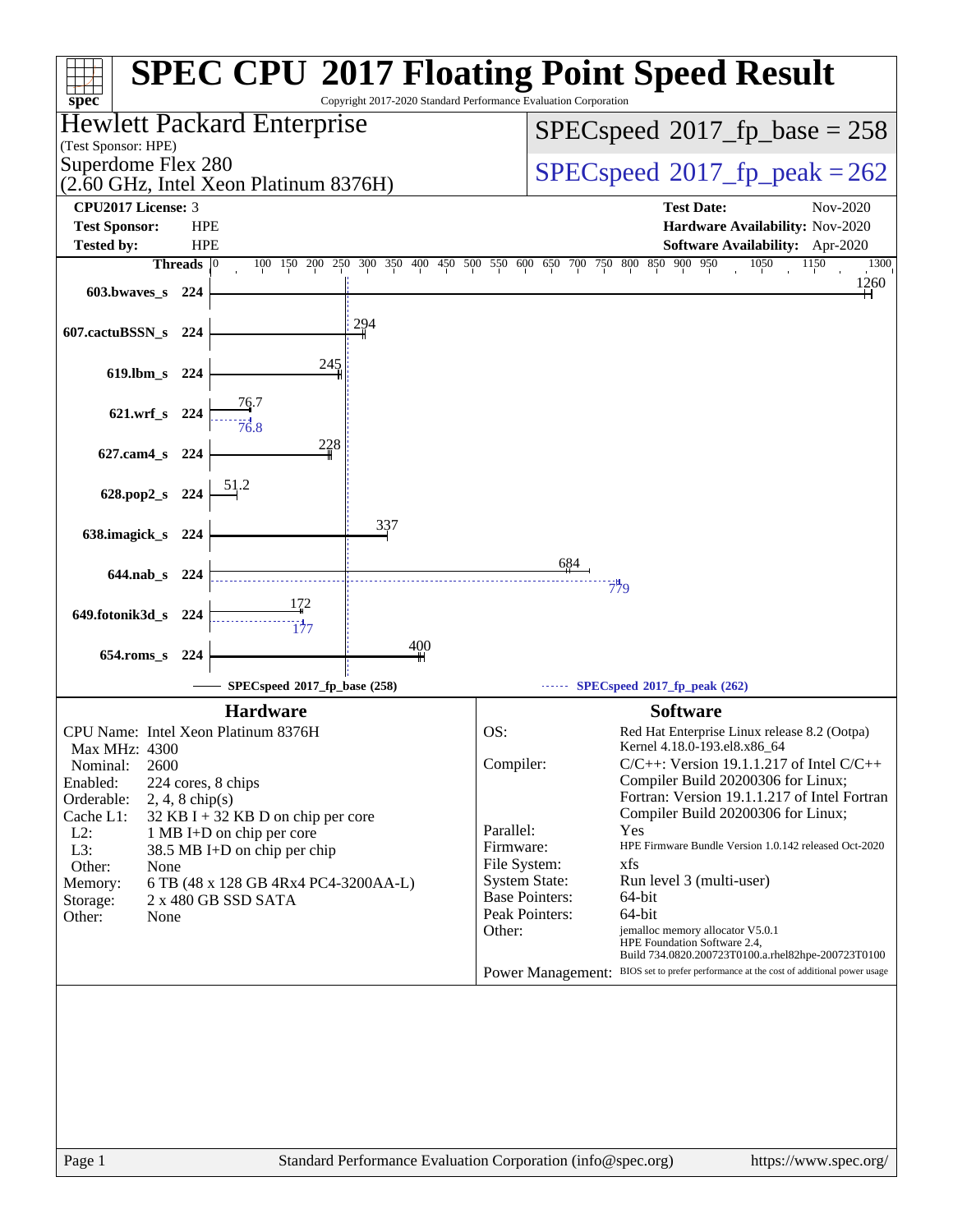# SPEC CPU 2017 Floating Point Speed Result

Copyright 2017-2020 Standard Performance Evaluation Corporation

**Hewlett Packard Enterprise**
(Test Sponsor: HPE)

**Superdome Flex 280**
(2.60 GHz, Intel Xeon Platinum 8376H)

SPECspeed 2017_fp_base = 258

SPECspeed 2017_fp_peak = 262

| | | | |
|---|---|---|---|
| **CPU2017 License:** | 3 | **Test Date:** | Nov-2020 |
| **Test Sponsor:** | HPE | **Hardware Availability:** | Nov-2020 |
| **Tested by:** | HPE | **Software Availability:** | Apr-2020 |

| Benchmark | Threads | Base | Peak |
|---|---|---|---|
| 603.bwaves_s | 224 | 1260 | |
| 607.cactuBSSN_s | 224 | 294 | |
| 619.lbm_s | 224 | 245 | |
| 621.wrf_s | 224 | 76.7 | 76.8 |
| 627.cam4_s | 224 | 228 | |
| 628.pop2_s | 224 | 51.2 | |
| 638.imagick_s | 224 | 337 | |
| 644.nab_s | 224 | 684 | 779 |
| 649.fotonik3d_s | 224 | 172 | 177 |
| 654.roms_s | 224 | 400 | |

SPECspeed 2017_fp_base (258) — SPECspeed 2017_fp_peak (262)

## Hardware

| | |
|---|---|
| CPU Name: | Intel Xeon Platinum 8376H |
| Max MHz: | 4300 |
| Nominal: | 2600 |
| Enabled: | 224 cores, 8 chips |
| Orderable: | 2, 4, 8 chip(s) |
| Cache L1: | 32 KB I + 32 KB D on chip per core |
| L2: | 1 MB I+D on chip per core |
| L3: | 38.5 MB I+D on chip per chip |
| Other: | None |
| Memory: | 6 TB (48 x 128 GB 4Rx4 PC4-3200AA-L) |
| Storage: | 2 x 480 GB SSD SATA |
| Other: | None |

## Software

| | |
|---|---|
| OS: | Red Hat Enterprise Linux release 8.2 (Ootpa) Kernel 4.18.0-193.el8.x86_64 |
| Compiler: | C/C++: Version 19.1.1.217 of Intel C/C++ Compiler Build 20200306 for Linux; Fortran: Version 19.1.1.217 of Intel Fortran Compiler Build 20200306 for Linux; |
| Parallel: | Yes |
| Firmware: | HPE Firmware Bundle Version 1.0.142 released Oct-2020 |
| File System: | xfs |
| System State: | Run level 3 (multi-user) |
| Base Pointers: | 64-bit |
| Peak Pointers: | 64-bit |
| Other: | jemalloc memory allocator V5.0.1 HPE Foundation Software 2.4, Build 734.0820.200723T0100.a.rhel82hpe-200723T0100 |
| Power Management: | BIOS set to prefer performance at the cost of additional power usage |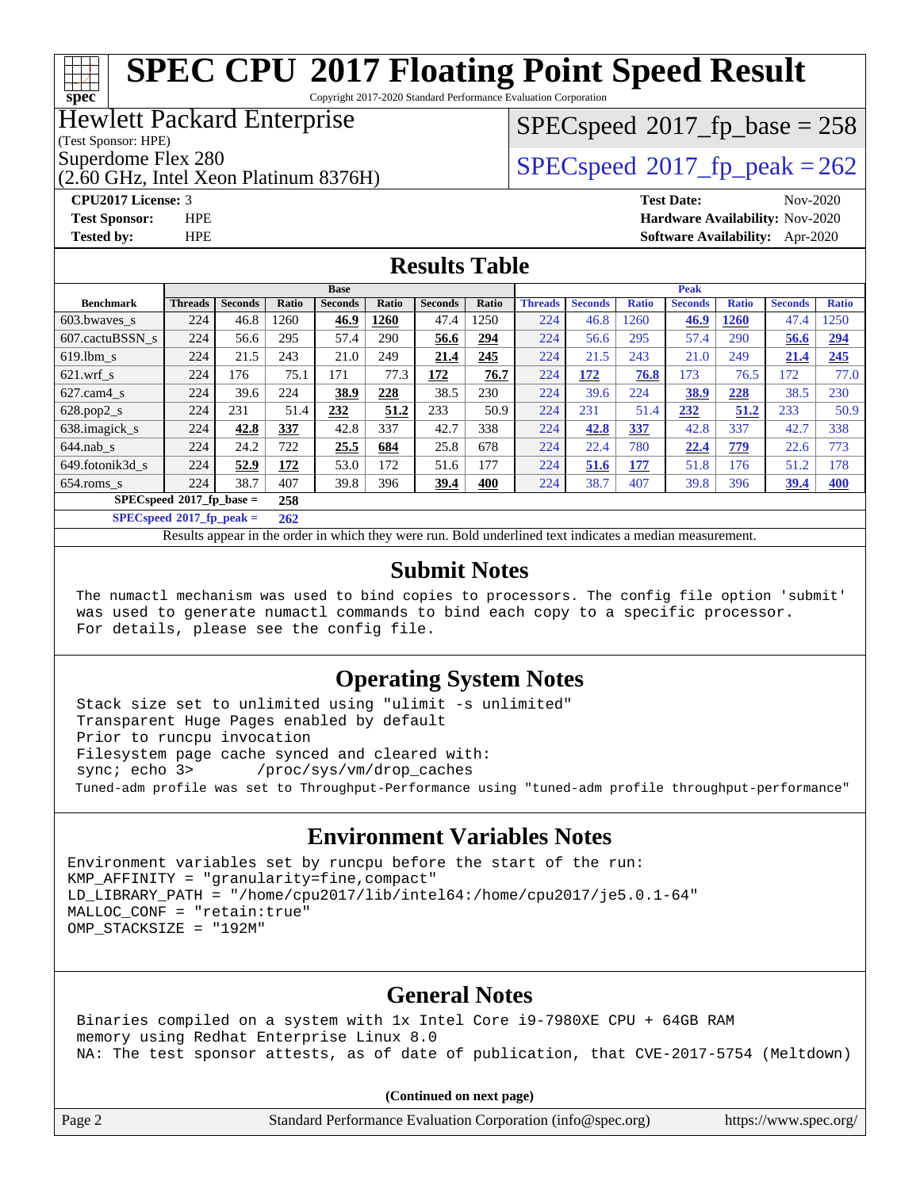# SPEC CPU 2017 Floating Point Speed Result

Copyright 2017-2020 Standard Performance Evaluation Corporation

**Hewlett Packard Enterprise**
(Test Sponsor: HPE)
Superdome Flex 280
(2.60 GHz, Intel Xeon Platinum 8376H)

SPECspeed 2017_fp_base = 258
SPECspeed 2017_fp_peak = 262

**CPU2017 License:** 3
**Test Sponsor:** HPE
**Tested by:** HPE

**Test Date:** Nov-2020
**Hardware Availability:** Nov-2020
**Software Availability:** Apr-2020

## Results Table

| Benchmark | Base | | | | | | | Peak | | | | | | |
|---|---|---|---|---|---|---|---|---|---|---|---|---|---|---|
| | Threads | Seconds | Ratio | Seconds | Ratio | Seconds | Ratio | Threads | Seconds | Ratio | Seconds | Ratio | Seconds | Ratio |
| 603.bwaves_s | 224 | 46.8 | 1260 | **46.9** | **1260** | 47.4 | 1250 | 224 | 46.8 | 1260 | **46.9** | **1260** | 47.4 | 1250 |
| 607.cactuBSSN_s | 224 | 56.6 | 295 | 57.4 | 290 | **56.6** | **294** | 224 | 56.6 | 295 | 57.4 | 290 | **56.6** | **294** |
| 619.lbm_s | 224 | 21.5 | 243 | 21.0 | 249 | **21.4** | **245** | 224 | 21.5 | 243 | 21.0 | 249 | **21.4** | **245** |
| 621.wrf_s | 224 | 176 | 75.1 | 171 | 77.3 | **172** | **76.7** | 224 | **172** | **76.8** | 173 | 76.5 | 172 | 77.0 |
| 627.cam4_s | 224 | 39.6 | 224 | **38.9** | **228** | 38.5 | 230 | 224 | 39.6 | 224 | **38.9** | **228** | 38.5 | 230 |
| 628.pop2_s | 224 | 231 | 51.4 | **232** | **51.2** | 233 | 50.9 | 224 | 231 | 51.4 | **232** | **51.2** | 233 | 50.9 |
| 638.imagick_s | 224 | **42.8** | **337** | 42.8 | 337 | 42.7 | 338 | 224 | **42.8** | **337** | 42.8 | 337 | 42.7 | 338 |
| 644.nab_s | 224 | 24.2 | 722 | **25.5** | **684** | 25.8 | 678 | 224 | 22.4 | 780 | **22.4** | **779** | 22.6 | 773 |
| 649.fotonik3d_s | 224 | **52.9** | **172** | 53.0 | 172 | 51.6 | 177 | 224 | **51.6** | **177** | 51.8 | 176 | 51.2 | 178 |
| 654.roms_s | 224 | 38.7 | 407 | 39.8 | 396 | **39.4** | **400** | 224 | 38.7 | 407 | 39.8 | 396 | **39.4** | **400** |

SPECspeed 2017_fp_base = **258**

SPECspeed 2017_fp_peak = **262**

Results appear in the order in which they were run. Bold underlined text indicates a median measurement.

## Submit Notes

```
The numactl mechanism was used to bind copies to processors. The config file option 'submit'
was used to generate numactl commands to bind each copy to a specific processor.
For details, please see the config file.
```

## Operating System Notes

```
Stack size set to unlimited using "ulimit -s unlimited"
Transparent Huge Pages enabled by default
Prior to runcpu invocation
Filesystem page cache synced and cleared with:
sync; echo 3>       /proc/sys/vm/drop_caches
Tuned-adm profile was set to Throughput-Performance using "tuned-adm profile throughput-performance"
```

## Environment Variables Notes

```
Environment variables set by runcpu before the start of the run:
KMP_AFFINITY = "granularity=fine,compact"
LD_LIBRARY_PATH = "/home/cpu2017/lib/intel64:/home/cpu2017/je5.0.1-64"
MALLOC_CONF = "retain:true"
OMP_STACKSIZE = "192M"
```

## General Notes

```
Binaries compiled on a system with 1x Intel Core i9-7980XE CPU + 64GB RAM
memory using Redhat Enterprise Linux 8.0
NA: The test sponsor attests, as of date of publication, that CVE-2017-5754 (Meltdown)
```

**(Continued on next page)**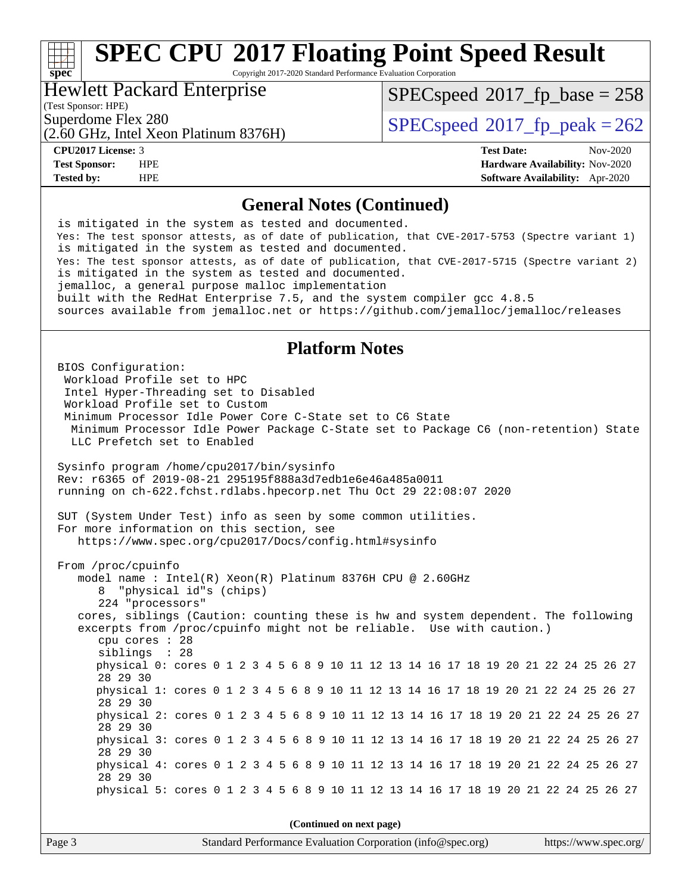## General Notes (Continued)

```
is mitigated in the system as tested and documented.
Yes: The test sponsor attests, as of date of publication, that CVE-2017-5753 (Spectre variant 1)
is mitigated in the system as tested and documented.
Yes: The test sponsor attests, as of date of publication, that CVE-2017-5715 (Spectre variant 2)
is mitigated in the system as tested and documented.
jemalloc, a general purpose malloc implementation
built with the RedHat Enterprise 7.5, and the system compiler gcc 4.8.5
sources available from jemalloc.net or https://github.com/jemalloc/jemalloc/releases
```

## Platform Notes

```
BIOS Configuration:
 Workload Profile set to HPC
 Intel Hyper-Threading set to Disabled
 Workload Profile set to Custom
 Minimum Processor Idle Power Core C-State set to C6 State
  Minimum Processor Idle Power Package C-State set to Package C6 (non-retention) State
  LLC Prefetch set to Enabled

Sysinfo program /home/cpu2017/bin/sysinfo
Rev: r6365 of 2019-08-21 295195f888a3d7edb1e6e46a485a0011
running on ch-622.fchst.rdlabs.hpecorp.net Thu Oct 29 22:08:07 2020

SUT (System Under Test) info as seen by some common utilities.
For more information on this section, see
   https://www.spec.org/cpu2017/Docs/config.html#sysinfo

From /proc/cpuinfo
   model name : Intel(R) Xeon(R) Platinum 8376H CPU @ 2.60GHz
      8  "physical id"s (chips)
      224 "processors"
   cores, siblings (Caution: counting these is hw and system dependent. The following
   excerpts from /proc/cpuinfo might not be reliable.  Use with caution.)
      cpu cores : 28
      siblings  : 28
      physical 0: cores 0 1 2 3 4 5 6 8 9 10 11 12 13 14 16 17 18 19 20 21 22 24 25 26 27
      28 29 30
      physical 1: cores 0 1 2 3 4 5 6 8 9 10 11 12 13 14 16 17 18 19 20 21 22 24 25 26 27
      28 29 30
      physical 2: cores 0 1 2 3 4 5 6 8 9 10 11 12 13 14 16 17 18 19 20 21 22 24 25 26 27
      28 29 30
      physical 3: cores 0 1 2 3 4 5 6 8 9 10 11 12 13 14 16 17 18 19 20 21 22 24 25 26 27
      28 29 30
      physical 4: cores 0 1 2 3 4 5 6 8 9 10 11 12 13 14 16 17 18 19 20 21 22 24 25 26 27
      28 29 30
      physical 5: cores 0 1 2 3 4 5 6 8 9 10 11 12 13 14 16 17 18 19 20 21 22 24 25 26 27
```

(Continued on next page)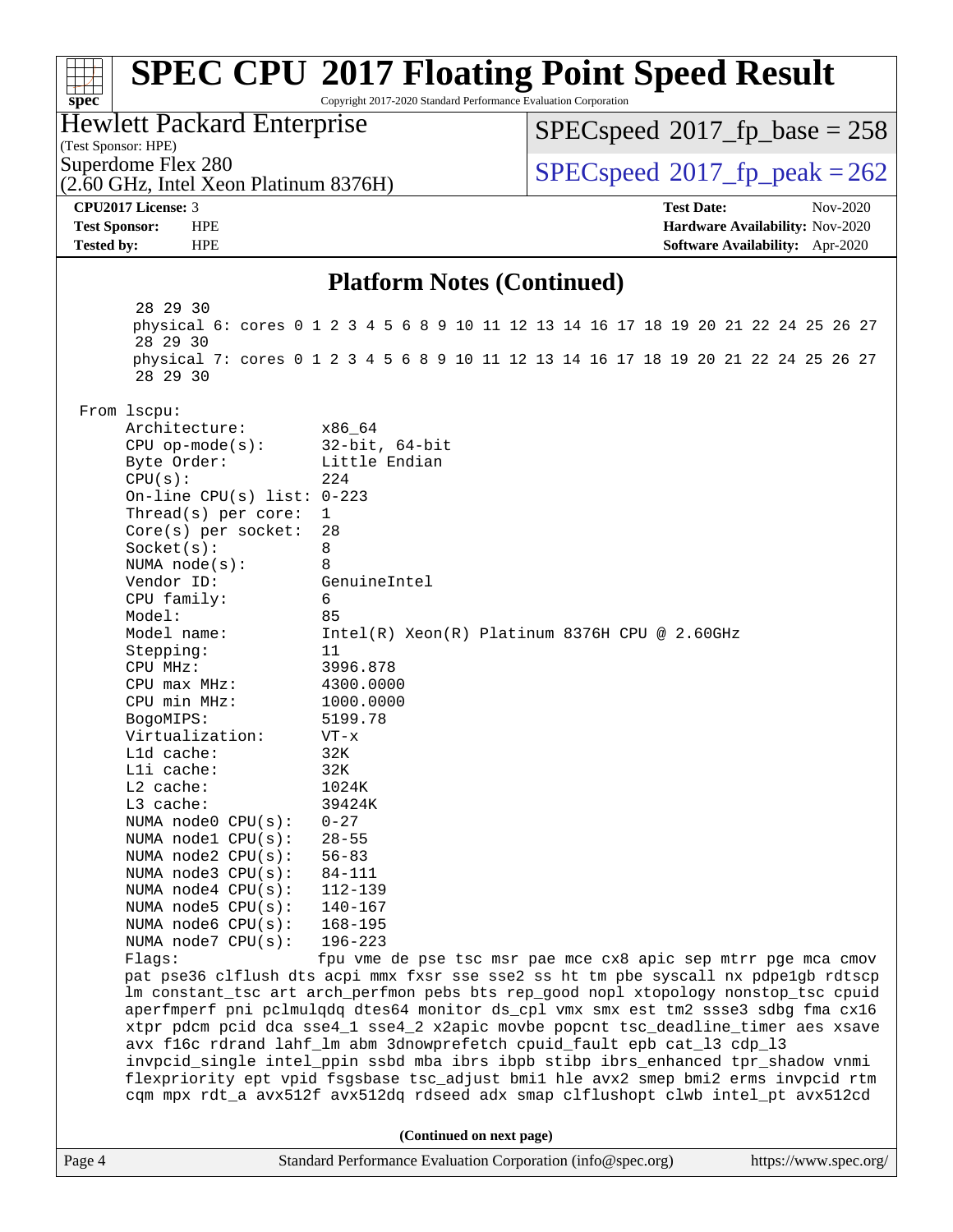## Platform Notes (Continued)

```
     28 29 30
     physical 6: cores 0 1 2 3 4 5 6 8 9 10 11 12 13 14 16 17 18 19 20 21 22 24 25 26 27
     28 29 30
     physical 7: cores 0 1 2 3 4 5 6 8 9 10 11 12 13 14 16 17 18 19 20 21 22 24 25 26 27
     28 29 30

 From lscpu:
      Architecture:        x86_64
      CPU op-mode(s):      32-bit, 64-bit
      Byte Order:          Little Endian
      CPU(s):              224
      On-line CPU(s) list: 0-223
      Thread(s) per core:  1
      Core(s) per socket:  28
      Socket(s):           8
      NUMA node(s):        8
      Vendor ID:           GenuineIntel
      CPU family:          6
      Model:               85
      Model name:          Intel(R) Xeon(R) Platinum 8376H CPU @ 2.60GHz
      Stepping:            11
      CPU MHz:             3996.878
      CPU max MHz:         4300.0000
      CPU min MHz:         1000.0000
      BogoMIPS:            5199.78
      Virtualization:      VT-x
      L1d cache:           32K
      L1i cache:           32K
      L2 cache:            1024K
      L3 cache:            39424K
      NUMA node0 CPU(s):   0-27
      NUMA node1 CPU(s):   28-55
      NUMA node2 CPU(s):   56-83
      NUMA node3 CPU(s):   84-111
      NUMA node4 CPU(s):   112-139
      NUMA node5 CPU(s):   140-167
      NUMA node6 CPU(s):   168-195
      NUMA node7 CPU(s):   196-223
      Flags:               fpu vme de pse tsc msr pae mce cx8 apic sep mtrr pge mca cmov
      pat pse36 clflush dts acpi mmx fxsr sse sse2 ss ht tm pbe syscall nx pdpe1gb rdtscp
      lm constant_tsc art arch_perfmon pebs bts rep_good nopl xtopology nonstop_tsc cpuid
      aperfmperf pni pclmulqdq dtes64 monitor ds_cpl vmx smx est tm2 ssse3 sdbg fma cx16
      xtpr pdcm pcid dca sse4_1 sse4_2 x2apic movbe popcnt tsc_deadline_timer aes xsave
      avx f16c rdrand lahf_lm abm 3dnowprefetch cpuid_fault epb cat_l3 cdp_l3
      invpcid_single intel_ppin ssbd mba ibrs ibpb stibp ibrs_enhanced tpr_shadow vnmi
      flexpriority ept vpid fsgsbase tsc_adjust bmi1 hle avx2 smep bmi2 erms invpcid rtm
      cqm mpx rdt_a avx512f avx512dq rdseed adx smap clflushopt clwb intel_pt avx512cd
```

**(Continued on next page)**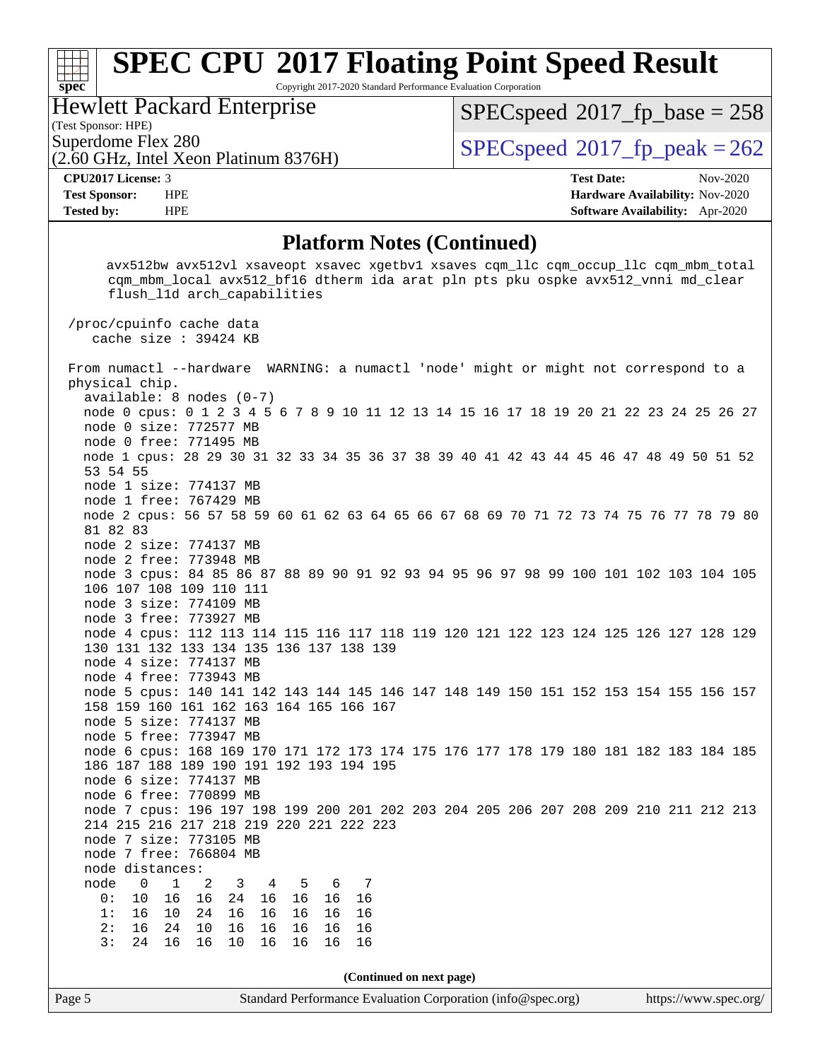## Platform Notes (Continued)

```
     avx512bw avx512vl xsaveopt xsavec xgetbv1 xsaves cqm_llc cqm_occup_llc cqm_mbm_total
     cqm_mbm_local avx512_bf16 dtherm ida arat pln pts pku ospke avx512_vnni md_clear
     flush_l1d arch_capabilities

 /proc/cpuinfo cache data
    cache size : 39424 KB

 From numactl --hardware  WARNING: a numactl 'node' might or might not correspond to a
 physical chip.
   available: 8 nodes (0-7)
   node 0 cpus: 0 1 2 3 4 5 6 7 8 9 10 11 12 13 14 15 16 17 18 19 20 21 22 23 24 25 26 27
   node 0 size: 772577 MB
   node 0 free: 771495 MB
   node 1 cpus: 28 29 30 31 32 33 34 35 36 37 38 39 40 41 42 43 44 45 46 47 48 49 50 51 52
   53 54 55
   node 1 size: 774137 MB
   node 1 free: 767429 MB
   node 2 cpus: 56 57 58 59 60 61 62 63 64 65 66 67 68 69 70 71 72 73 74 75 76 77 78 79 80
   81 82 83
   node 2 size: 774137 MB
   node 2 free: 773948 MB
   node 3 cpus: 84 85 86 87 88 89 90 91 92 93 94 95 96 97 98 99 100 101 102 103 104 105
   106 107 108 109 110 111
   node 3 size: 774109 MB
   node 3 free: 773927 MB
   node 4 cpus: 112 113 114 115 116 117 118 119 120 121 122 123 124 125 126 127 128 129
   130 131 132 133 134 135 136 137 138 139
   node 4 size: 774137 MB
   node 4 free: 773943 MB
   node 5 cpus: 140 141 142 143 144 145 146 147 148 149 150 151 152 153 154 155 156 157
   158 159 160 161 162 163 164 165 166 167
   node 5 size: 774137 MB
   node 5 free: 773947 MB
   node 6 cpus: 168 169 170 171 172 173 174 175 176 177 178 179 180 181 182 183 184 185
   186 187 188 189 190 191 192 193 194 195
   node 6 size: 774137 MB
   node 6 free: 770899 MB
   node 7 cpus: 196 197 198 199 200 201 202 203 204 205 206 207 208 209 210 211 212 213
   214 215 216 217 218 219 220 221 222 223
   node 7 size: 773105 MB
   node 7 free: 766804 MB
   node distances:
   node   0   1   2   3   4   5   6   7
     0:  10  16  16  24  16  16  16  16
     1:  16  10  24  16  16  16  16  16
     2:  16  24  10  16  16  16  16  16
     3:  24  16  16  10  16  16  16  16
```

**(Continued on next page)**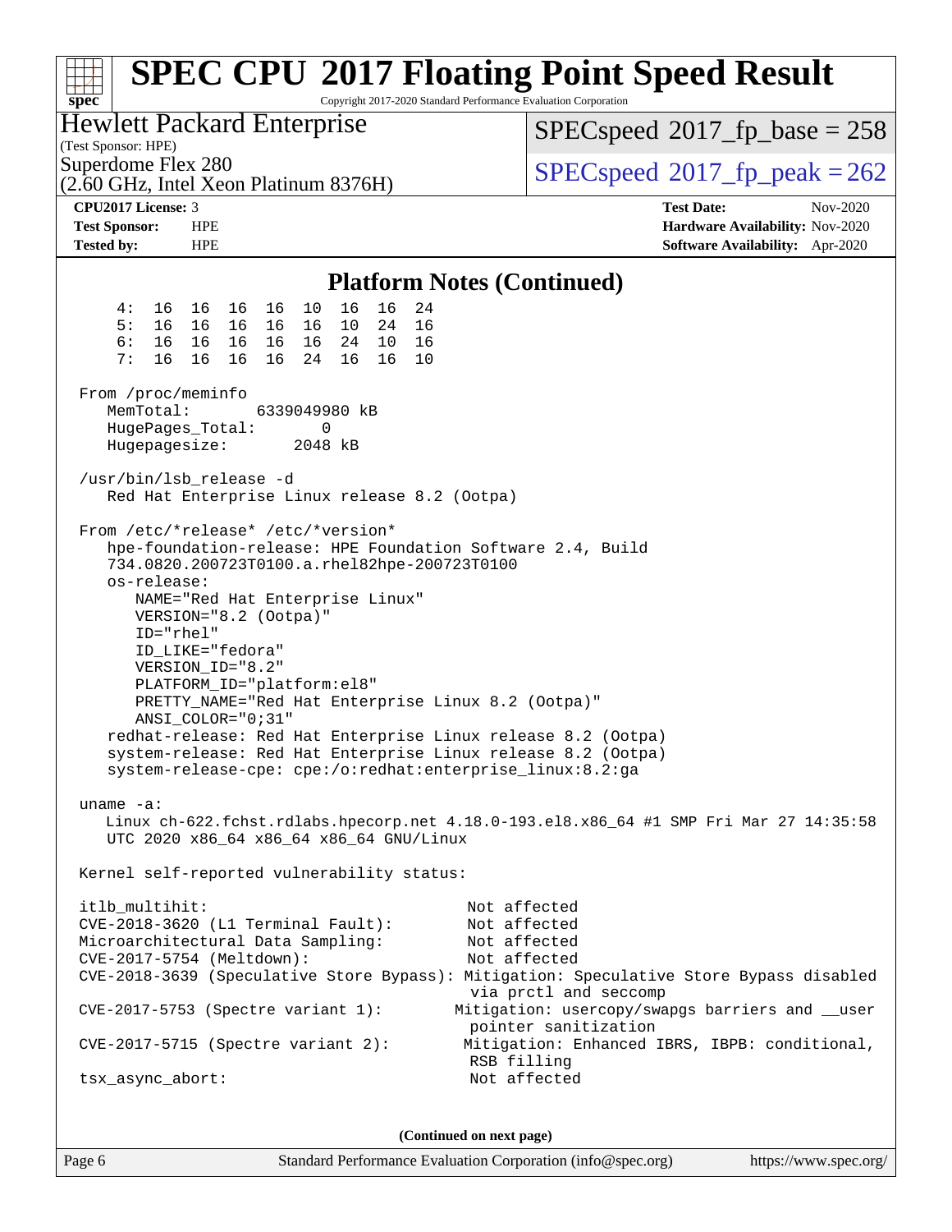# SPEC CPU 2017 Floating Point Speed Result

Copyright 2017-2020 Standard Performance Evaluation Corporation

**Hewlett Packard Enterprise**
(Test Sponsor: HPE)
Superdome Flex 280
(2.60 GHz, Intel Xeon Platinum 8376H)

SPECspeed 2017_fp_base = 258
SPECspeed 2017_fp_peak = 262

| | | | |
|---|---|---|---|
| **CPU2017 License:** | 3 | **Test Date:** | Nov-2020 |
| **Test Sponsor:** | HPE | **Hardware Availability:** | Nov-2020 |
| **Tested by:** | HPE | **Software Availability:** | Apr-2020 |

## Platform Notes (Continued)

```
     4:  16  16  16  16  10  16  16  24
     5:  16  16  16  16  16  10  24  16
     6:  16  16  16  16  16  24  10  16
     7:  16  16  16  16  24  16  16  10

 From /proc/meminfo
    MemTotal:       6339049980 kB
    HugePages_Total:       0
    Hugepagesize:       2048 kB

 /usr/bin/lsb_release -d
    Red Hat Enterprise Linux release 8.2 (Ootpa)

 From /etc/*release* /etc/*version*
    hpe-foundation-release: HPE Foundation Software 2.4, Build
    734.0820.200723T0100.a.rhel82hpe-200723T0100
    os-release:
       NAME="Red Hat Enterprise Linux"
       VERSION="8.2 (Ootpa)"
       ID="rhel"
       ID_LIKE="fedora"
       VERSION_ID="8.2"
       PLATFORM_ID="platform:el8"
       PRETTY_NAME="Red Hat Enterprise Linux 8.2 (Ootpa)"
       ANSI_COLOR="0;31"
    redhat-release: Red Hat Enterprise Linux release 8.2 (Ootpa)
    system-release: Red Hat Enterprise Linux release 8.2 (Ootpa)
    system-release-cpe: cpe:/o:redhat:enterprise_linux:8.2:ga

 uname -a:
    Linux ch-622.fchst.rdlabs.hpecorp.net 4.18.0-193.el8.x86_64 #1 SMP Fri Mar 27 14:35:58
    UTC 2020 x86_64 x86_64 x86_64 GNU/Linux

 Kernel self-reported vulnerability status:

 itlb_multihit:                                         Not affected
 CVE-2018-3620 (L1 Terminal Fault):                     Not affected
 Microarchitectural Data Sampling:                      Not affected
 CVE-2017-5754 (Meltdown):                              Not affected
 CVE-2018-3639 (Speculative Store Bypass): Mitigation: Speculative Store Bypass disabled
                                                         via prctl and seccomp
 CVE-2017-5753 (Spectre variant 1):                    Mitigation: usercopy/swapgs barriers and __user
                                                         pointer sanitization
 CVE-2017-5715 (Spectre variant 2):                     Mitigation: Enhanced IBRS, IBPB: conditional,
                                                         RSB filling
 tsx_async_abort:                                        Not affected
```

**(Continued on next page)**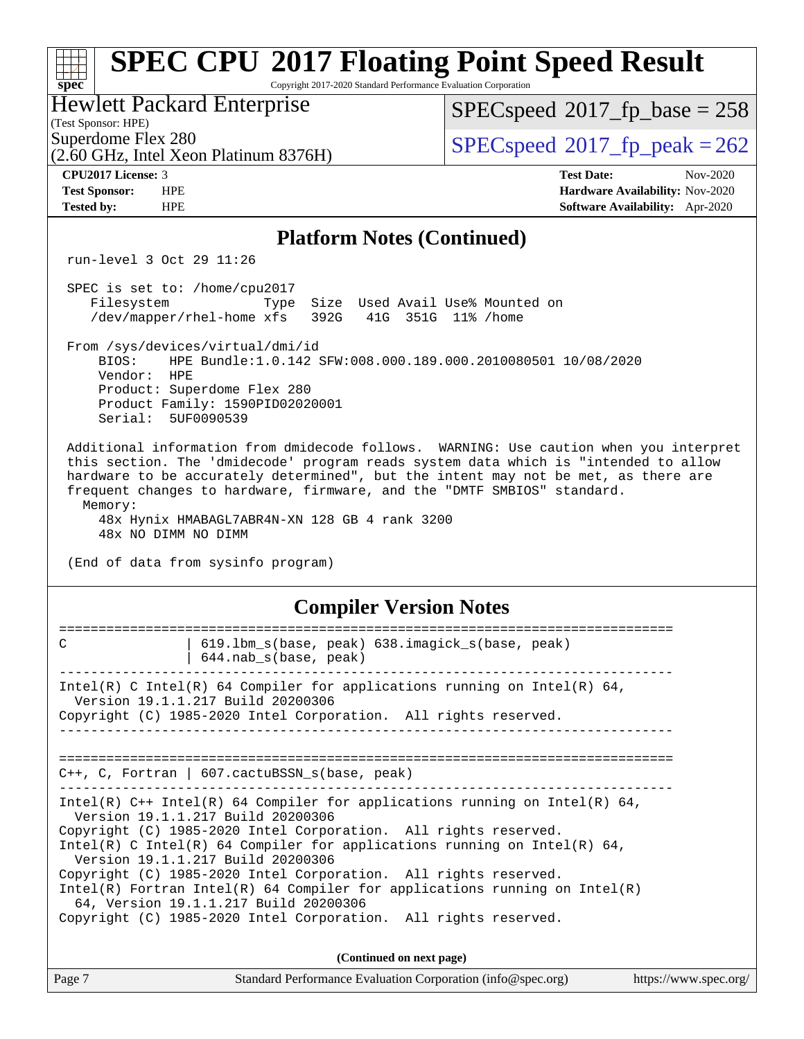# SPEC CPU 2017 Floating Point Speed Result

Copyright 2017-2020 Standard Performance Evaluation Corporation

**Hewlett Packard Enterprise**
(Test Sponsor: HPE)
Superdome Flex 280
(2.60 GHz, Intel Xeon Platinum 8376H)

SPECspeed 2017_fp_base = 258
SPECspeed 2017_fp_peak = 262

| | | | |
|---|---|---|---|
| **CPU2017 License:** | 3 | **Test Date:** | Nov-2020 |
| **Test Sponsor:** | HPE | **Hardware Availability:** | Nov-2020 |
| **Tested by:** | HPE | **Software Availability:** | Apr-2020 |

## Platform Notes (Continued)

```
 run-level 3 Oct 29 11:26

 SPEC is set to: /home/cpu2017
    Filesystem            Type  Size  Used Avail Use% Mounted on
    /dev/mapper/rhel-home xfs   392G   41G  351G  11% /home

 From /sys/devices/virtual/dmi/id
     BIOS:    HPE Bundle:1.0.142 SFW:008.000.189.000.2010080501 10/08/2020
     Vendor:  HPE
     Product: Superdome Flex 280
     Product Family: 1590PID02020001
     Serial:  5UF0090539

 Additional information from dmidecode follows.  WARNING: Use caution when you interpret
 this section. The 'dmidecode' program reads system data which is "intended to allow
 hardware to be accurately determined", but the intent may not be met, as there are
 frequent changes to hardware, firmware, and the "DMTF SMBIOS" standard.
   Memory:
     48x Hynix HMABAGL7ABR4N-XN 128 GB 4 rank 3200
     48x NO DIMM NO DIMM

 (End of data from sysinfo program)
```

## Compiler Version Notes

```
==============================================================================
C               | 619.lbm_s(base, peak) 638.imagick_s(base, peak)
                | 644.nab_s(base, peak)
------------------------------------------------------------------------------
Intel(R) C Intel(R) 64 Compiler for applications running on Intel(R) 64,
  Version 19.1.1.217 Build 20200306
Copyright (C) 1985-2020 Intel Corporation.  All rights reserved.
------------------------------------------------------------------------------

==============================================================================
C++, C, Fortran | 607.cactuBSSN_s(base, peak)
------------------------------------------------------------------------------
Intel(R) C++ Intel(R) 64 Compiler for applications running on Intel(R) 64,
  Version 19.1.1.217 Build 20200306
Copyright (C) 1985-2020 Intel Corporation.  All rights reserved.
Intel(R) C Intel(R) 64 Compiler for applications running on Intel(R) 64,
  Version 19.1.1.217 Build 20200306
Copyright (C) 1985-2020 Intel Corporation.  All rights reserved.
Intel(R) Fortran Intel(R) 64 Compiler for applications running on Intel(R)
  64, Version 19.1.1.217 Build 20200306
Copyright (C) 1985-2020 Intel Corporation.  All rights reserved.
```

**(Continued on next page)**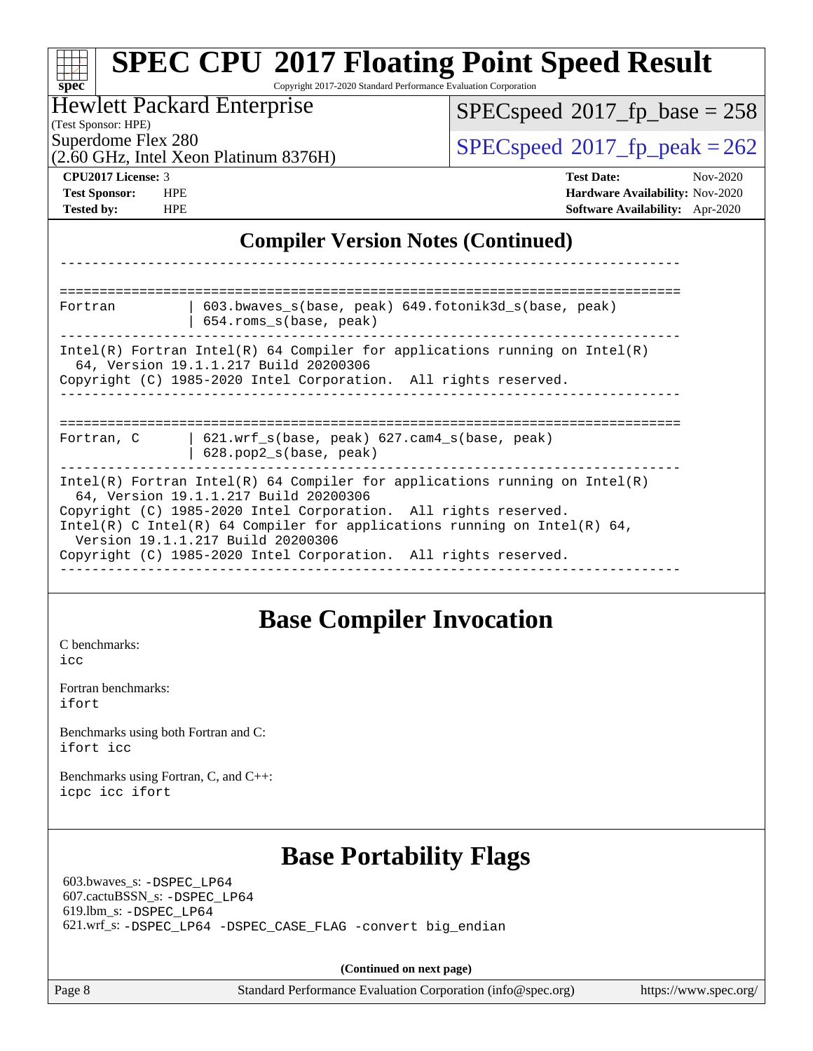## Compiler Version Notes (Continued)

```
------------------------------------------------------------------------------

==============================================================================
Fortran         | 603.bwaves_s(base, peak) 649.fotonik3d_s(base, peak)
                | 654.roms_s(base, peak)
------------------------------------------------------------------------------
Intel(R) Fortran Intel(R) 64 Compiler for applications running on Intel(R)
  64, Version 19.1.1.217 Build 20200306
Copyright (C) 1985-2020 Intel Corporation.  All rights reserved.
------------------------------------------------------------------------------

==============================================================================
Fortran, C      | 621.wrf_s(base, peak) 627.cam4_s(base, peak)
                | 628.pop2_s(base, peak)
------------------------------------------------------------------------------
Intel(R) Fortran Intel(R) 64 Compiler for applications running on Intel(R)
  64, Version 19.1.1.217 Build 20200306
Copyright (C) 1985-2020 Intel Corporation.  All rights reserved.
Intel(R) C Intel(R) 64 Compiler for applications running on Intel(R) 64,
  Version 19.1.1.217 Build 20200306
Copyright (C) 1985-2020 Intel Corporation.  All rights reserved.
------------------------------------------------------------------------------
```

## Base Compiler Invocation

C benchmarks:
`icc`

Fortran benchmarks:
`ifort`

Benchmarks using both Fortran and C:
`ifort icc`

Benchmarks using Fortran, C, and C++:
`icpc icc ifort`

## Base Portability Flags

603.bwaves_s: `-DSPEC_LP64`
607.cactuBSSN_s: `-DSPEC_LP64`
619.lbm_s: `-DSPEC_LP64`
621.wrf_s: `-DSPEC_LP64 -DSPEC_CASE_FLAG -convert big_endian`

**(Continued on next page)**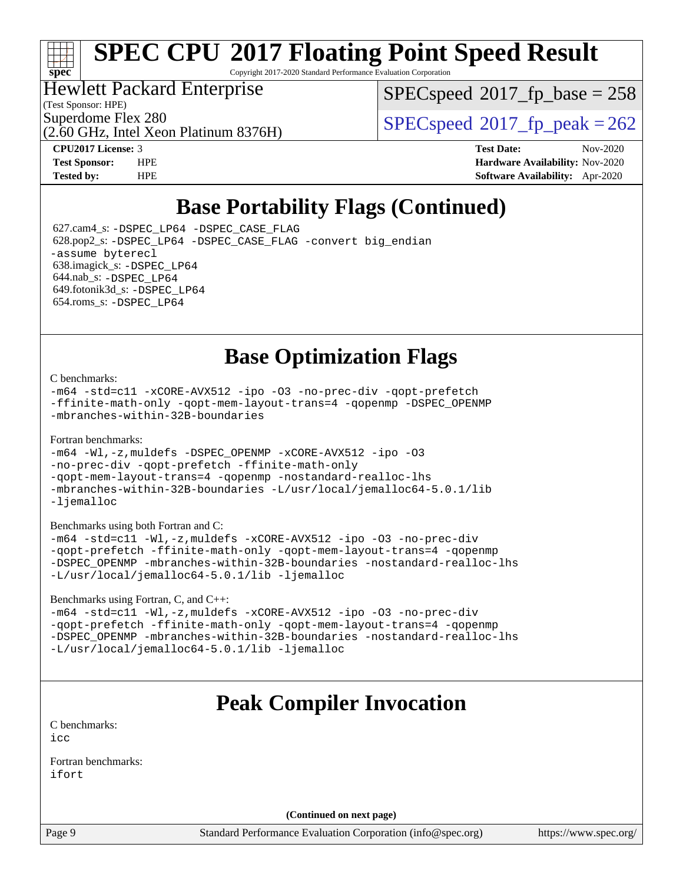# SPEC CPU 2017 Floating Point Speed Result

Copyright 2017-2020 Standard Performance Evaluation Corporation

Hewlett Packard Enterprise
(Test Sponsor: HPE)
Superdome Flex 280
(2.60 GHz, Intel Xeon Platinum 8376H)

SPECspeed 2017_fp_base = 258

SPECspeed 2017_fp_peak = 262

**CPU2017 License:** 3
**Test Sponsor:** HPE
**Tested by:** HPE

**Test Date:** Nov-2020
**Hardware Availability:** Nov-2020
**Software Availability:** Apr-2020

## Base Portability Flags (Continued)

627.cam4_s: -DSPEC_LP64 -DSPEC_CASE_FLAG
628.pop2_s: -DSPEC_LP64 -DSPEC_CASE_FLAG -convert big_endian -assume byterecl
638.imagick_s: -DSPEC_LP64
644.nab_s: -DSPEC_LP64
649.fotonik3d_s: -DSPEC_LP64
654.roms_s: -DSPEC_LP64

## Base Optimization Flags

C benchmarks:

```
-m64 -std=c11 -xCORE-AVX512 -ipo -O3 -no-prec-div -qopt-prefetch
-ffinite-math-only -qopt-mem-layout-trans=4 -qopenmp -DSPEC_OPENMP
-mbranches-within-32B-boundaries
```

Fortran benchmarks:

```
-m64 -Wl,-z,muldefs -DSPEC_OPENMP -xCORE-AVX512 -ipo -O3
-no-prec-div -qopt-prefetch -ffinite-math-only
-qopt-mem-layout-trans=4 -qopenmp -nostandard-realloc-lhs
-mbranches-within-32B-boundaries -L/usr/local/jemalloc64-5.0.1/lib
-ljemalloc
```

Benchmarks using both Fortran and C:

```
-m64 -std=c11 -Wl,-z,muldefs -xCORE-AVX512 -ipo -O3 -no-prec-div
-qopt-prefetch -ffinite-math-only -qopt-mem-layout-trans=4 -qopenmp
-DSPEC_OPENMP -mbranches-within-32B-boundaries -nostandard-realloc-lhs
-L/usr/local/jemalloc64-5.0.1/lib -ljemalloc
```

Benchmarks using Fortran, C, and C++:

```
-m64 -std=c11 -Wl,-z,muldefs -xCORE-AVX512 -ipo -O3 -no-prec-div
-qopt-prefetch -ffinite-math-only -qopt-mem-layout-trans=4 -qopenmp
-DSPEC_OPENMP -mbranches-within-32B-boundaries -nostandard-realloc-lhs
-L/usr/local/jemalloc64-5.0.1/lib -ljemalloc
```

## Peak Compiler Invocation

C benchmarks:

```
icc
```

Fortran benchmarks:

```
ifort
```

**(Continued on next page)**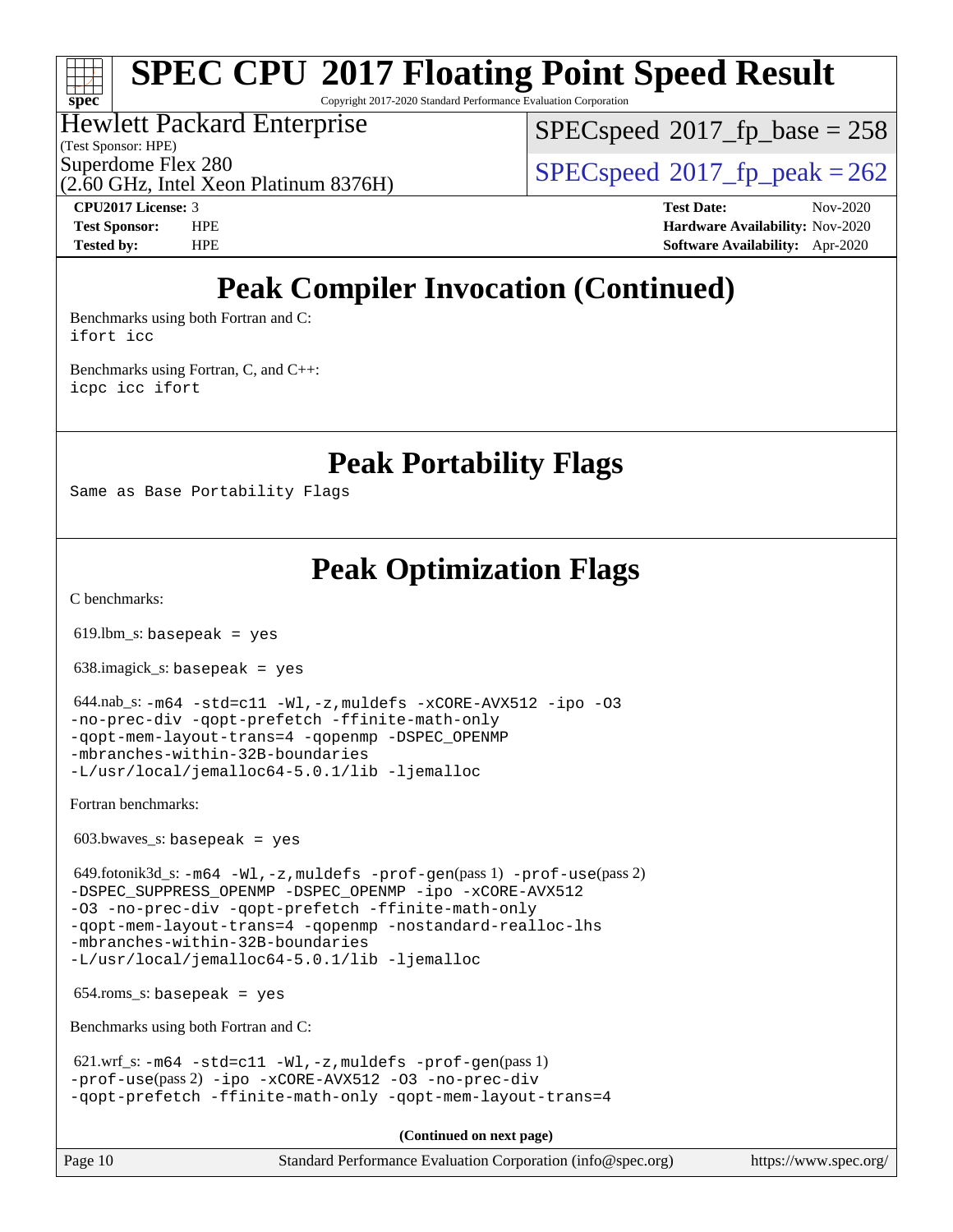# Peak Compiler Invocation (Continued)

Benchmarks using both Fortran and C:
`ifort icc`

Benchmarks using Fortran, C, and C++:
`icpc icc ifort`

# Peak Portability Flags

Same as Base Portability Flags

# Peak Optimization Flags

C benchmarks:

619.lbm_s: `basepeak = yes`

638.imagick_s: `basepeak = yes`

644.nab_s: `-m64 -std=c11 -Wl,-z,muldefs -xCORE-AVX512 -ipo -O3 -no-prec-div -qopt-prefetch -ffinite-math-only -qopt-mem-layout-trans=4 -qopenmp -DSPEC_OPENMP -mbranches-within-32B-boundaries -L/usr/local/jemalloc64-5.0.1/lib -ljemalloc`

Fortran benchmarks:

603.bwaves_s: `basepeak = yes`

649.fotonik3d_s: `-m64 -Wl,-z,muldefs -prof-gen`(pass 1) `-prof-use`(pass 2) `-DSPEC_SUPPRESS_OPENMP -DSPEC_OPENMP -ipo -xCORE-AVX512 -O3 -no-prec-div -qopt-prefetch -ffinite-math-only -qopt-mem-layout-trans=4 -qopenmp -nostandard-realloc-lhs -mbranches-within-32B-boundaries -L/usr/local/jemalloc64-5.0.1/lib -ljemalloc`

654.roms_s: `basepeak = yes`

Benchmarks using both Fortran and C:

621.wrf_s: `-m64 -std=c11 -Wl,-z,muldefs -prof-gen`(pass 1) `-prof-use`(pass 2) `-ipo -xCORE-AVX512 -O3 -no-prec-div -qopt-prefetch -ffinite-math-only -qopt-mem-layout-trans=4`

**(Continued on next page)**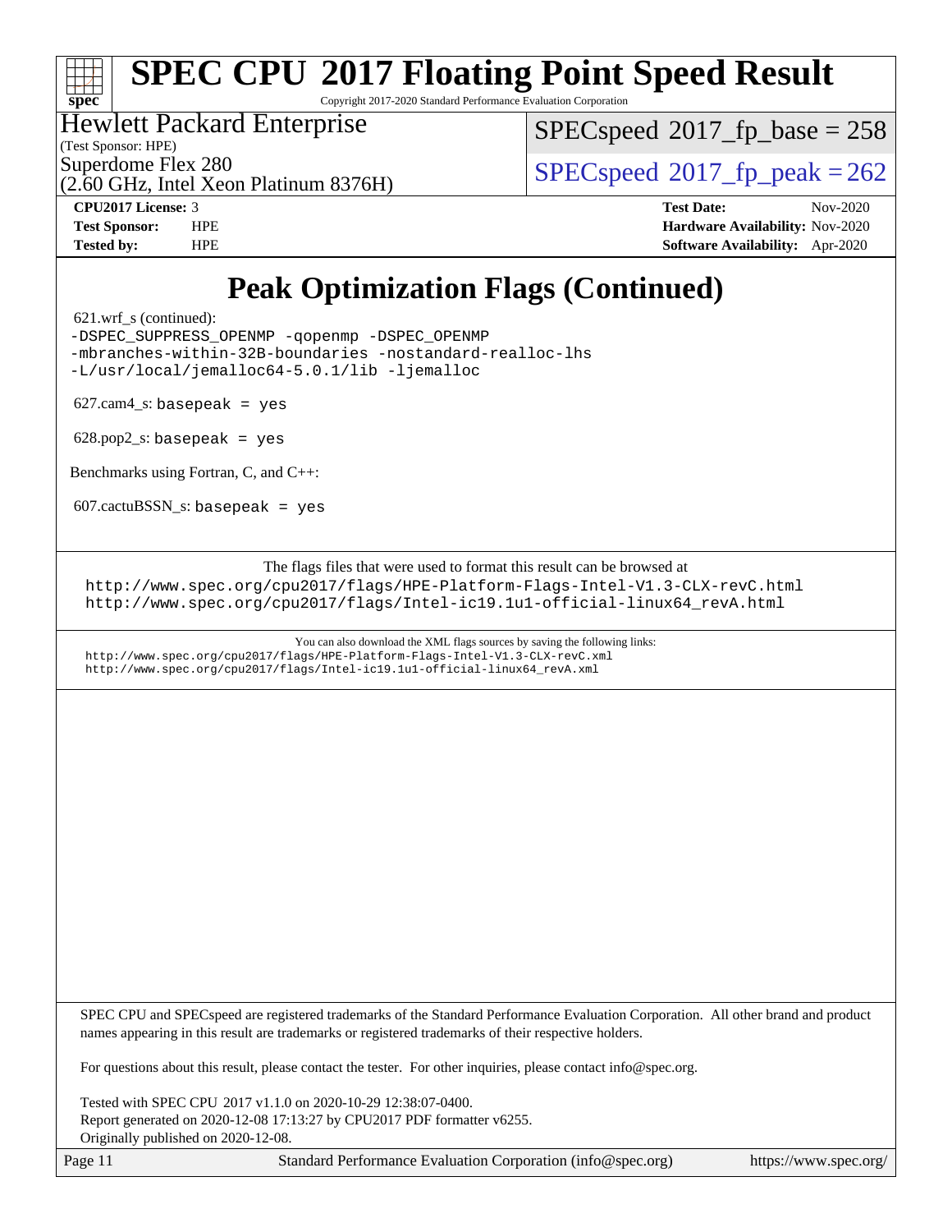# Peak Optimization Flags (Continued)

621.wrf_s (continued):
-DSPEC_SUPPRESS_OPENMP -qopenmp -DSPEC_OPENMP
-mbranches-within-32B-boundaries -nostandard-realloc-lhs
-L/usr/local/jemalloc64-5.0.1/lib -ljemalloc

627.cam4_s: basepeak = yes

628.pop2_s: basepeak = yes

Benchmarks using Fortran, C, and C++:

607.cactuBSSN_s: basepeak = yes

The flags files that were used to format this result can be browsed at
http://www.spec.org/cpu2017/flags/HPE-Platform-Flags-Intel-V1.3-CLX-revC.html
http://www.spec.org/cpu2017/flags/Intel-ic19.1u1-official-linux64_revA.html

You can also download the XML flags sources by saving the following links:
http://www.spec.org/cpu2017/flags/HPE-Platform-Flags-Intel-V1.3-CLX-revC.xml
http://www.spec.org/cpu2017/flags/Intel-ic19.1u1-official-linux64_revA.xml

SPEC CPU and SPECspeed are registered trademarks of the Standard Performance Evaluation Corporation. All other brand and product names appearing in this result are trademarks or registered trademarks of their respective holders.

For questions about this result, please contact the tester. For other inquiries, please contact info@spec.org.

Tested with SPEC CPU 2017 v1.1.0 on 2020-10-29 12:38:07-0400.
Report generated on 2020-12-08 17:13:27 by CPU2017 PDF formatter v6255.
Originally published on 2020-12-08.